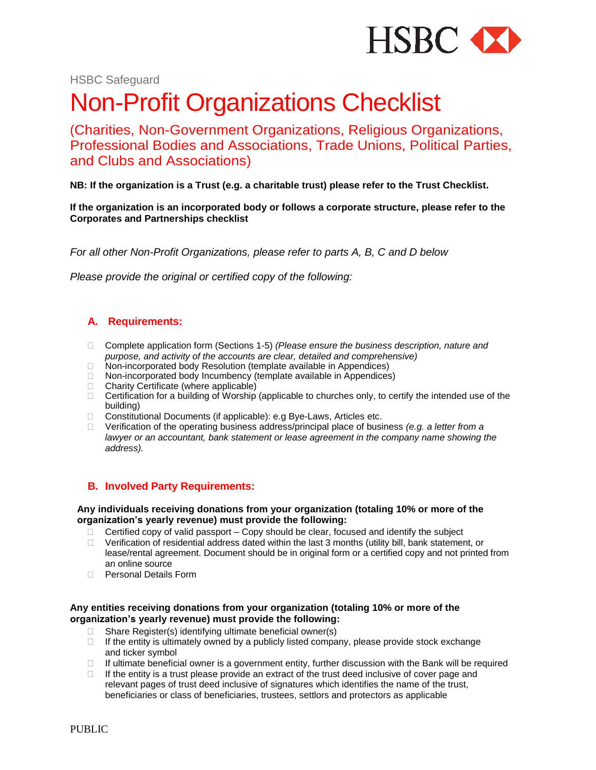HSBC Safeguard

# Non-Profit Organizations Checklist

## (Charities, Non-Government Organizations, Religious Organizations, Professional Bodies and Associations, Trade Unions, Political Parties, and Clubs and Associations)

**NB: If the organization is a Trust (e.g. a charitable trust) please refer to the Trust Checklist.**

**If the organization is an incorporated body or follows a corporate structure, please refer to the Corporates and Partnerships checklist**

*For all other Non-Profit Organizations, please refer to parts A, B, C and D below*

*Please provide the original or certified copy of the following:*

### A. Requirements:

- ☐ Complete application form (Sections 1-5) *(Please ensure the business description, nature and purpose, and activity of the accounts are clear, detailed and comprehensive)*
- ☐ Non-incorporated body Resolution (template available in Appendices)
- ☐ Non-incorporated body Incumbency (template available in Appendices)
- ☐ Charity Certificate (where applicable)
- ☐ Certification for a building of Worship (applicable to churches only, to certify the intended use of the building)
- ☐ Constitutional Documents (if applicable): e.g Bye-Laws, Articles etc.
- ☐ Verification of the operating business address/principal place of business *(e.g. a letter from a lawyer or an accountant, bank statement or lease agreement in the company name showing the address).*

### B. Involved Party Requirements:

**Any individuals receiving donations from your organization (totaling 10% or more of the organization's yearly revenue) must provide the following:**

- ☐ Certified copy of valid passport – Copy should be clear, focused and identify the subject
- ☐ Verification of residential address dated within the last 3 months (utility bill, bank statement, or lease/rental agreement. Document should be in original form or a certified copy and not printed from an online source
- ☐ Personal Details Form

**Any entities receiving donations from your organization (totaling 10% or more of the organization's yearly revenue) must provide the following:**

- ☐ Share Register(s) identifying ultimate beneficial owner(s)
- ☐ If the entity is ultimately owned by a publicly listed company, please provide stock exchange and ticker symbol
- ☐ If ultimate beneficial owner is a government entity, further discussion with the Bank will be required
- ☐ If the entity is a trust please provide an extract of the trust deed inclusive of cover page and relevant pages of trust deed inclusive of signatures which identifies the name of the trust, beneficiaries or class of beneficiaries, trustees, settlors and protectors as applicable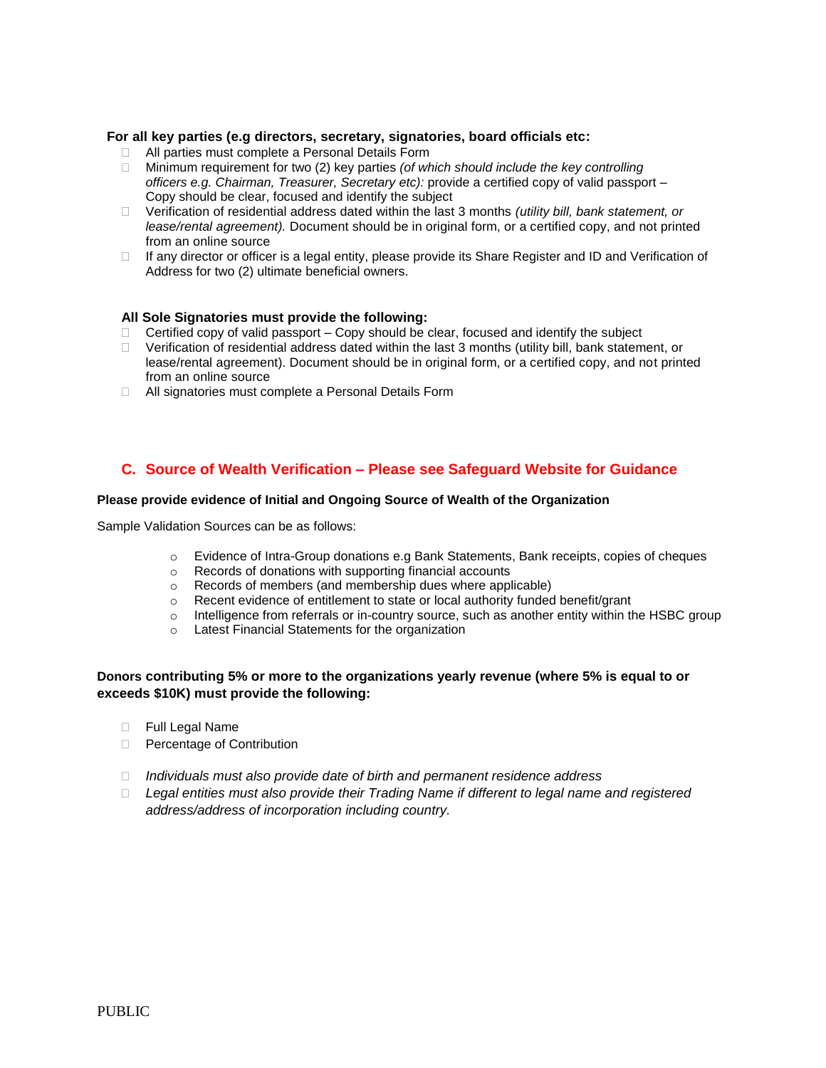**For all key parties (e.g directors, secretary, signatories, board officials etc:**

- All parties must complete a Personal Details Form
- Minimum requirement for two (2) key parties *(of which should include the key controlling officers e.g. Chairman, Treasurer, Secretary etc):* provide a certified copy of valid passport – Copy should be clear, focused and identify the subject
- Verification of residential address dated within the last 3 months *(utility bill, bank statement, or lease/rental agreement).* Document should be in original form, or a certified copy, and not printed from an online source
- If any director or officer is a legal entity, please provide its Share Register and ID and Verification of Address for two (2) ultimate beneficial owners.

**All Sole Signatories must provide the following:**

- Certified copy of valid passport – Copy should be clear, focused and identify the subject
- Verification of residential address dated within the last 3 months (utility bill, bank statement, or lease/rental agreement). Document should be in original form, or a certified copy, and not printed from an online source
- All signatories must complete a Personal Details Form

## C. Source of Wealth Verification – Please see Safeguard Website for Guidance

**Please provide evidence of Initial and Ongoing Source of Wealth of the Organization**

Sample Validation Sources can be as follows:

- Evidence of Intra-Group donations e.g Bank Statements, Bank receipts, copies of cheques
- Records of donations with supporting financial accounts
- Records of members (and membership dues where applicable)
- Recent evidence of entitlement to state or local authority funded benefit/grant
- Intelligence from referrals or in-country source, such as another entity within the HSBC group
- Latest Financial Statements for the organization

**Donors contributing 5% or more to the organizations yearly revenue (where 5% is equal to or exceeds $10K) must provide the following:**

- Full Legal Name
- Percentage of Contribution

- *Individuals must also provide date of birth and permanent residence address*
- *Legal entities must also provide their Trading Name if different to legal name and registered address/address of incorporation including country.*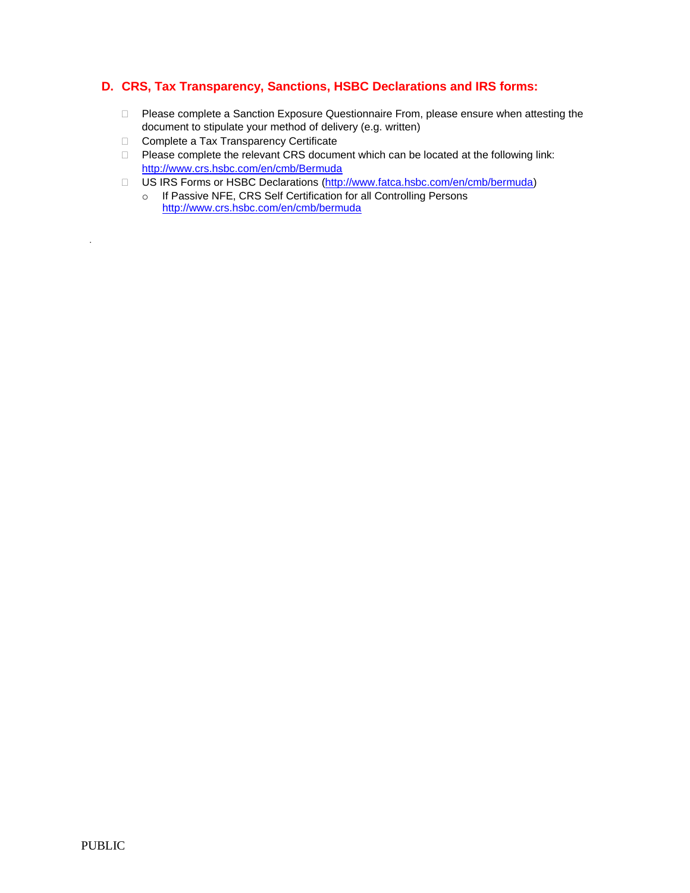## D. CRS, Tax Transparency, Sanctions, HSBC Declarations and IRS forms:

- Please complete a Sanction Exposure Questionnaire From, please ensure when attesting the document to stipulate your method of delivery (e.g. written)
- Complete a Tax Transparency Certificate
- Please complete the relevant CRS document which can be located at the following link: http://www.crs.hsbc.com/en/cmb/Bermuda
- US IRS Forms or HSBC Declarations (http://www.fatca.hsbc.com/en/cmb/bermuda)
  - If Passive NFE, CRS Self Certification for all Controlling Persons http://www.crs.hsbc.com/en/cmb/bermuda

.

PUBLIC